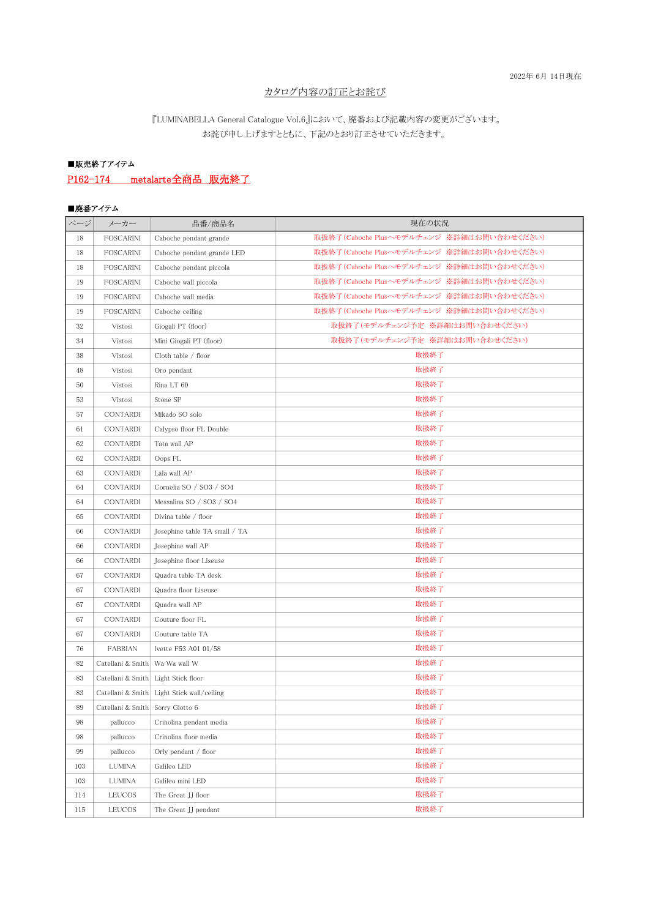2022年 6月 14日現在

# カタログ内容の訂正とお詫び

『LUMINABELLA General Catalogue Vol.6』において、廃番および記載内容の変更がございます。
お詫び申し上げますとともに、下記のとおり訂正させていただきます。

**■販売終了アイテム**

P162-174　　metalarte全商品　販売終了

**■廃番アイテム**

| ページ | メーカー | 品番/商品名 | 現在の状況 |
|---|---|---|---|
| 18 | FOSCARINI | Caboche pendant grande | 取扱終了(Caboche Plusへモデルチェンジ　※詳細はお問い合わせください) |
| 18 | FOSCARINI | Caboche pendant grande LED | 取扱終了(Caboche Plusへモデルチェンジ　※詳細はお問い合わせください) |
| 18 | FOSCARINI | Caboche pendant piccola | 取扱終了(Caboche Plusへモデルチェンジ　※詳細はお問い合わせください) |
| 19 | FOSCARINI | Caboche wall piccola | 取扱終了(Caboche Plusへモデルチェンジ　※詳細はお問い合わせください) |
| 19 | FOSCARINI | Caboche wall media | 取扱終了(Caboche Plusへモデルチェンジ　※詳細はお問い合わせください) |
| 19 | FOSCARINI | Caboche ceiling | 取扱終了(Caboche Plusへモデルチェンジ　※詳細はお問い合わせください) |
| 32 | Vistosi | Giogali PT (floor) | 取扱終了(モデルチェンジ予定　※詳細はお問い合わせください) |
| 34 | Vistosi | Mini Giogali PT (floor) | 取扱終了(モデルチェンジ予定　※詳細はお問い合わせください) |
| 38 | Vistosi | Cloth table / floor | 取扱終了 |
| 48 | Vistosi | Oro pendant | 取扱終了 |
| 50 | Vistosi | Rina LT 60 | 取扱終了 |
| 53 | Vistosi | Stone SP | 取扱終了 |
| 57 | CONTARDI | Mikado SO solo | 取扱終了 |
| 61 | CONTARDI | Calypso floor FL Double | 取扱終了 |
| 62 | CONTARDI | Tata wall AP | 取扱終了 |
| 62 | CONTARDI | Oops FL | 取扱終了 |
| 63 | CONTARDI | Lala wall AP | 取扱終了 |
| 64 | CONTARDI | Cornelia SO / SO3 / SO4 | 取扱終了 |
| 64 | CONTARDI | Messalina SO / SO3 / SO4 | 取扱終了 |
| 65 | CONTARDI | Divina table / floor | 取扱終了 |
| 66 | CONTARDI | Josephine table TA small / TA | 取扱終了 |
| 66 | CONTARDI | Josephine wall AP | 取扱終了 |
| 66 | CONTARDI | Josephine floor Liseuse | 取扱終了 |
| 67 | CONTARDI | Quadra table TA desk | 取扱終了 |
| 67 | CONTARDI | Quadra floor Liseuse | 取扱終了 |
| 67 | CONTARDI | Quadra wall AP | 取扱終了 |
| 67 | CONTARDI | Couture floor FL | 取扱終了 |
| 67 | CONTARDI | Couture table TA | 取扱終了 |
| 76 | FABBIAN | Ivette F53 A01 01/58 | 取扱終了 |
| 82 | Catellani & Smith | Wa Wa wall W | 取扱終了 |
| 83 | Catellani & Smith | Light Stick floor | 取扱終了 |
| 83 | Catellani & Smith | Light Stick wall/ceiling | 取扱終了 |
| 89 | Catellani & Smith | Sorry Giotto 6 | 取扱終了 |
| 98 | pallucco | Crinolina pendant media | 取扱終了 |
| 98 | pallucco | Crinolina floor media | 取扱終了 |
| 99 | pallucco | Orly pendant / floor | 取扱終了 |
| 103 | LUMINA | Galileo LED | 取扱終了 |
| 103 | LUMINA | Galileo mini LED | 取扱終了 |
| 114 | LEUCOS | The Great JJ floor | 取扱終了 |
| 115 | LEUCOS | The Great JJ pendant | 取扱終了 |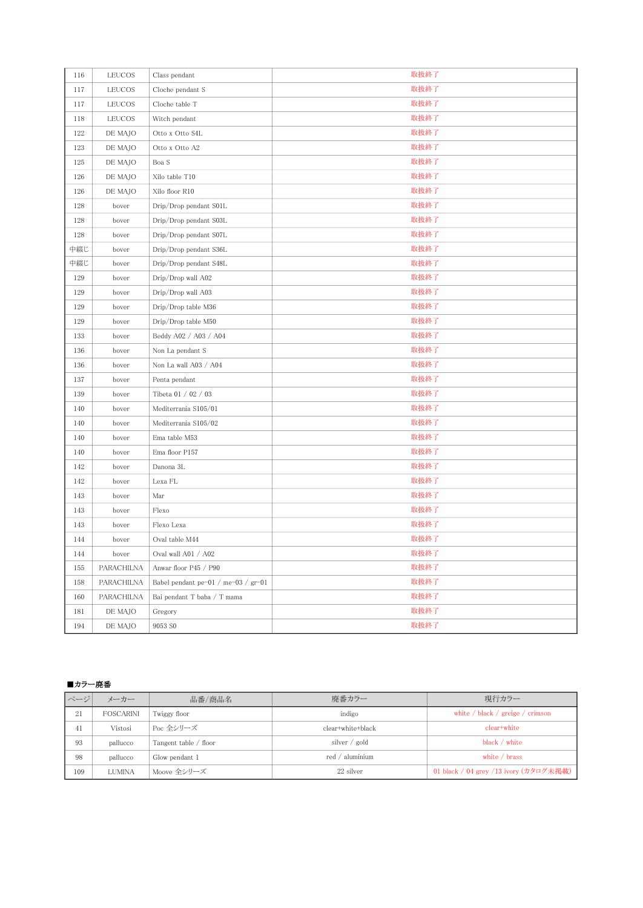| | | | |
|---|---|---|---|
| 116 | LEUCOS | Class pendant | 取扱終了 |
| 117 | LEUCOS | Cloche pendant S | 取扱終了 |
| 117 | LEUCOS | Cloche table T | 取扱終了 |
| 118 | LEUCOS | Witch pendant | 取扱終了 |
| 122 | DE MAJO | Otto x Otto S4L | 取扱終了 |
| 123 | DE MAJO | Otto x Otto A2 | 取扱終了 |
| 125 | DE MAJO | Boa S | 取扱終了 |
| 126 | DE MAJO | Xilo table T10 | 取扱終了 |
| 126 | DE MAJO | Xilo floor R10 | 取扱終了 |
| 128 | bover | Drip/Drop pendant S01L | 取扱終了 |
| 128 | bover | Drip/Drop pendant S03L | 取扱終了 |
| 128 | bover | Drip/Drop pendant S07L | 取扱終了 |
| 中綴じ | bover | Drip/Drop pendant S36L | 取扱終了 |
| 中綴じ | bover | Drip/Drop pendant S48L | 取扱終了 |
| 129 | bover | Drip/Drop wall A02 | 取扱終了 |
| 129 | bover | Drip/Drop wall A03 | 取扱終了 |
| 129 | bover | Drip/Drop table M36 | 取扱終了 |
| 129 | bover | Drip/Drop table M50 | 取扱終了 |
| 133 | bover | Beddy A02 / A03 / A04 | 取扱終了 |
| 136 | bover | Non La pendant S | 取扱終了 |
| 136 | bover | Non La wall A03 / A04 | 取扱終了 |
| 137 | bover | Penta pendant | 取扱終了 |
| 139 | bover | Tibeta 01 / 02 / 03 | 取扱終了 |
| 140 | bover | Mediterrania S105/01 | 取扱終了 |
| 140 | bover | Mediterrania S105/02 | 取扱終了 |
| 140 | bover | Ema table M53 | 取扱終了 |
| 140 | bover | Ema floor P157 | 取扱終了 |
| 142 | bover | Danona 3L | 取扱終了 |
| 142 | bover | Lexa FL | 取扱終了 |
| 143 | bover | Mar | 取扱終了 |
| 143 | bover | Flexo | 取扱終了 |
| 143 | bover | Flexo Lexa | 取扱終了 |
| 144 | bover | Oval table M44 | 取扱終了 |
| 144 | bover | Oval wall A01 / A02 | 取扱終了 |
| 155 | PARACHILNA | Anwar floor P45 / P90 | 取扱終了 |
| 158 | PARACHILNA | Babel pendant pe-01 / me-03 / gr-01 | 取扱終了 |
| 160 | PARACHILNA | Bai pendant T baba / T mama | 取扱終了 |
| 181 | DE MAJO | Gregory | 取扱終了 |
| 194 | DE MAJO | 9053 S0 | 取扱終了 |

**■カラー廃番**

| ページ | メーカー | 品番/商品名 | 廃番カラー | 現行カラー |
|---|---|---|---|---|
| 21 | FOSCARINI | Twiggy floor | indigo | white / black / greige / crimson |
| 41 | Vistosi | Poc 全シリーズ | clear+white+black | clear+white |
| 93 | pallucco | Tangent table / floor | silver / gold | black / white |
| 98 | pallucco | Glow pendant 1 | red / aluminium | white / brass |
| 109 | LUMINA | Moove 全シリーズ | 22 silver | 01 black / 04 grey /13 ivory (カタログ未掲載) |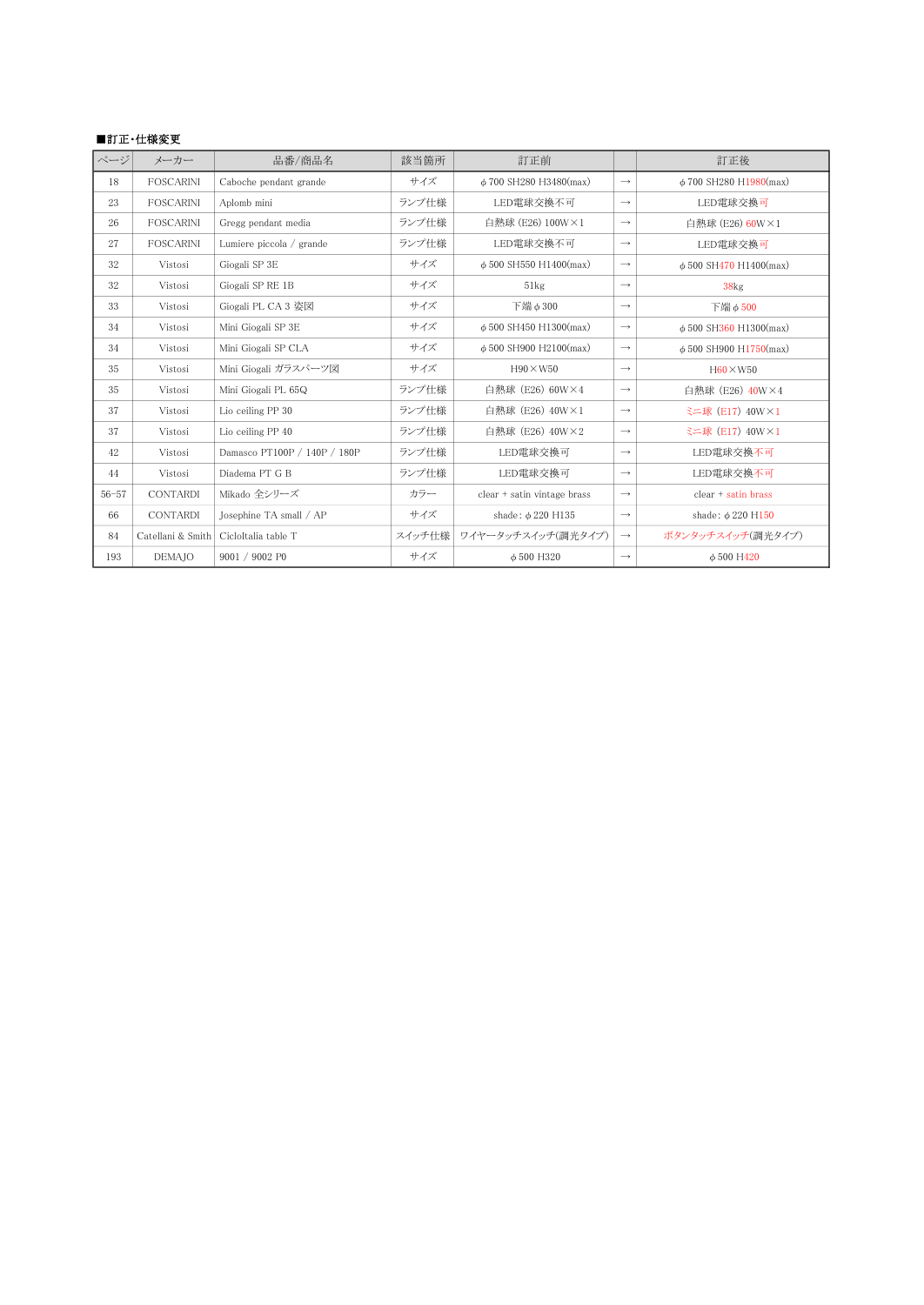■訂正・仕様変更

| ページ | メーカー | 品番/商品名 | 該当箇所 | 訂正前 | | 訂正後 |
|---|---|---|---|---|---|---|
| 18 | FOSCARINI | Caboche pendant grande | サイズ | φ700 SH280 H3480(max) | → | φ700 SH280 H1980(max) |
| 23 | FOSCARINI | Aplomb mini | ランプ仕様 | LED電球交換不可 | → | LED電球交換可 |
| 26 | FOSCARINI | Gregg pendant media | ランプ仕様 | 白熱球 (E26) 100W×1 | → | 白熱球 (E26) 60W×1 |
| 27 | FOSCARINI | Lumiere piccola / grande | ランプ仕様 | LED電球交換不可 | → | LED電球交換可 |
| 32 | Vistosi | Giogali SP 3E | サイズ | φ500 SH550 H1400(max) | → | φ500 SH470 H1400(max) |
| 32 | Vistosi | Giogali SP RE 1B | サイズ | 51kg | → | 38kg |
| 33 | Vistosi | Giogali PL CA 3 姿図 | サイズ | 下端φ300 | → | 下端φ500 |
| 34 | Vistosi | Mini Giogali SP 3E | サイズ | φ500 SH450 H1300(max) | → | φ500 SH360 H1300(max) |
| 34 | Vistosi | Mini Giogali SP CLA | サイズ | φ500 SH900 H2100(max) | → | φ500 SH900 H1750(max) |
| 35 | Vistosi | Mini Giogali ガラスパーツ図 | サイズ | H90×W50 | → | H60×W50 |
| 35 | Vistosi | Mini Giogali PL 65Q | ランプ仕様 | 白熱球 (E26) 60W×4 | → | 白熱球 (E26) 40W×4 |
| 37 | Vistosi | Lio ceiling PP 30 | ランプ仕様 | 白熱球 (E26) 40W×1 | → | ミニ球 (E17) 40W×1 |
| 37 | Vistosi | Lio ceiling PP 40 | ランプ仕様 | 白熱球 (E26) 40W×2 | → | ミニ球 (E17) 40W×1 |
| 42 | Vistosi | Damasco PT100P / 140P / 180P | ランプ仕様 | LED電球交換可 | → | LED電球交換不可 |
| 44 | Vistosi | Diadema PT G B | ランプ仕様 | LED電球交換可 | → | LED電球交換不可 |
| 56-57 | CONTARDI | Mikado 全シリーズ | カラー | clear + satin vintage brass | → | clear + satin brass |
| 66 | CONTARDI | Josephine TA small / AP | サイズ | shade: φ220 H135 | → | shade: φ220 H150 |
| 84 | Catellani & Smith | CicloItalia table T | スイッチ仕様 | ワイヤータッチスイッチ(調光タイプ) | → | ボタンタッチスイッチ(調光タイプ) |
| 193 | DEMAJO | 9001 / 9002 P0 | サイズ | φ500 H320 | → | φ500 H420 |